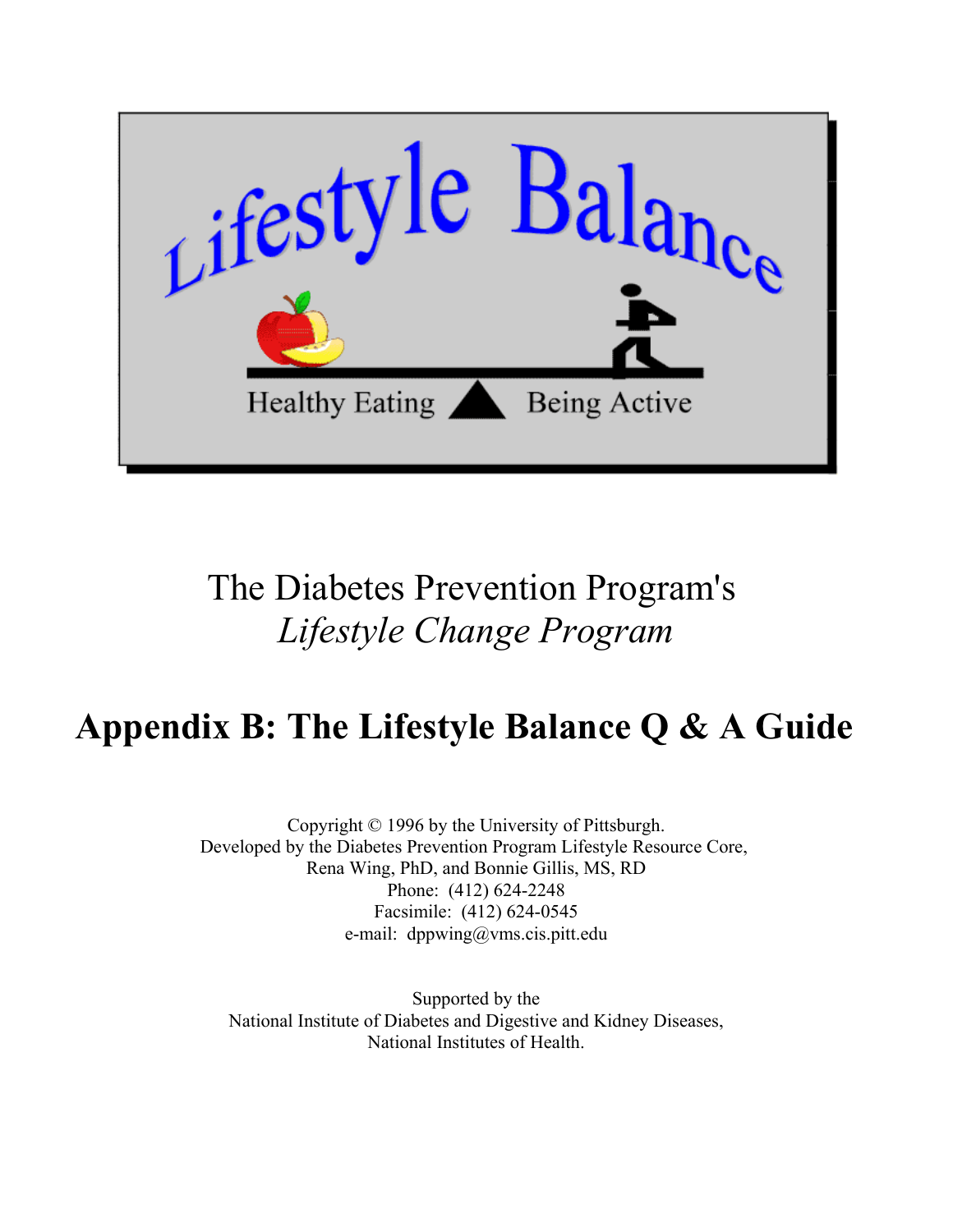Lifestyle Balance

Healthy Eating Being Active

The Diabetes Prevention Program's
*Lifestyle Change Program*

# Appendix B: The Lifestyle Balance Q & A Guide

Copyright © 1996 by the University of Pittsburgh.
Developed by the Diabetes Prevention Program Lifestyle Resource Core,
Rena Wing, PhD, and Bonnie Gillis, MS, RD
Phone: (412) 624-2248
Facsimile: (412) 624-0545
e-mail: dppwing@vms.cis.pitt.edu

Supported by the
National Institute of Diabetes and Digestive and Kidney Diseases,
National Institutes of Health.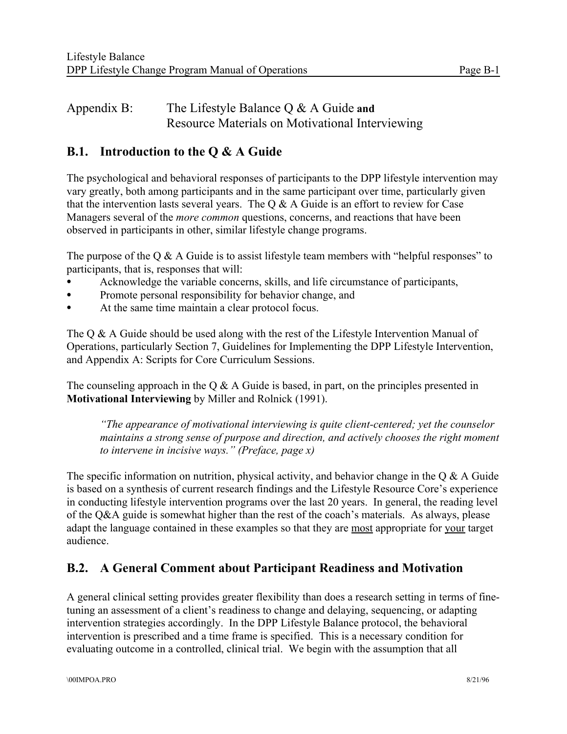# Appendix B: The Lifestyle Balance Q & A Guide **and** Resource Materials on Motivational Interviewing

## B.1. Introduction to the Q & A Guide

The psychological and behavioral responses of participants to the DPP lifestyle intervention may vary greatly, both among participants and in the same participant over time, particularly given that the intervention lasts several years. The Q & A Guide is an effort to review for Case Managers several of the *more common* questions, concerns, and reactions that have been observed in participants in other, similar lifestyle change programs.

The purpose of the Q & A Guide is to assist lifestyle team members with "helpful responses" to participants, that is, responses that will:

- Acknowledge the variable concerns, skills, and life circumstance of participants,
- Promote personal responsibility for behavior change, and
- At the same time maintain a clear protocol focus.

The Q & A Guide should be used along with the rest of the Lifestyle Intervention Manual of Operations, particularly Section 7, Guidelines for Implementing the DPP Lifestyle Intervention, and Appendix A: Scripts for Core Curriculum Sessions.

The counseling approach in the Q & A Guide is based, in part, on the principles presented in **Motivational Interviewing** by Miller and Rolnick (1991).

> *"The appearance of motivational interviewing is quite client-centered; yet the counselor maintains a strong sense of purpose and direction, and actively chooses the right moment to intervene in incisive ways." (Preface, page x)*

The specific information on nutrition, physical activity, and behavior change in the Q & A Guide is based on a synthesis of current research findings and the Lifestyle Resource Core's experience in conducting lifestyle intervention programs over the last 20 years. In general, the reading level of the Q&A guide is somewhat higher than the rest of the coach's materials. As always, please adapt the language contained in these examples so that they are most appropriate for your target audience.

## B.2. A General Comment about Participant Readiness and Motivation

A general clinical setting provides greater flexibility than does a research setting in terms of fine-tuning an assessment of a client's readiness to change and delaying, sequencing, or adapting intervention strategies accordingly. In the DPP Lifestyle Balance protocol, the behavioral intervention is prescribed and a time frame is specified. This is a necessary condition for evaluating outcome in a controlled, clinical trial. We begin with the assumption that all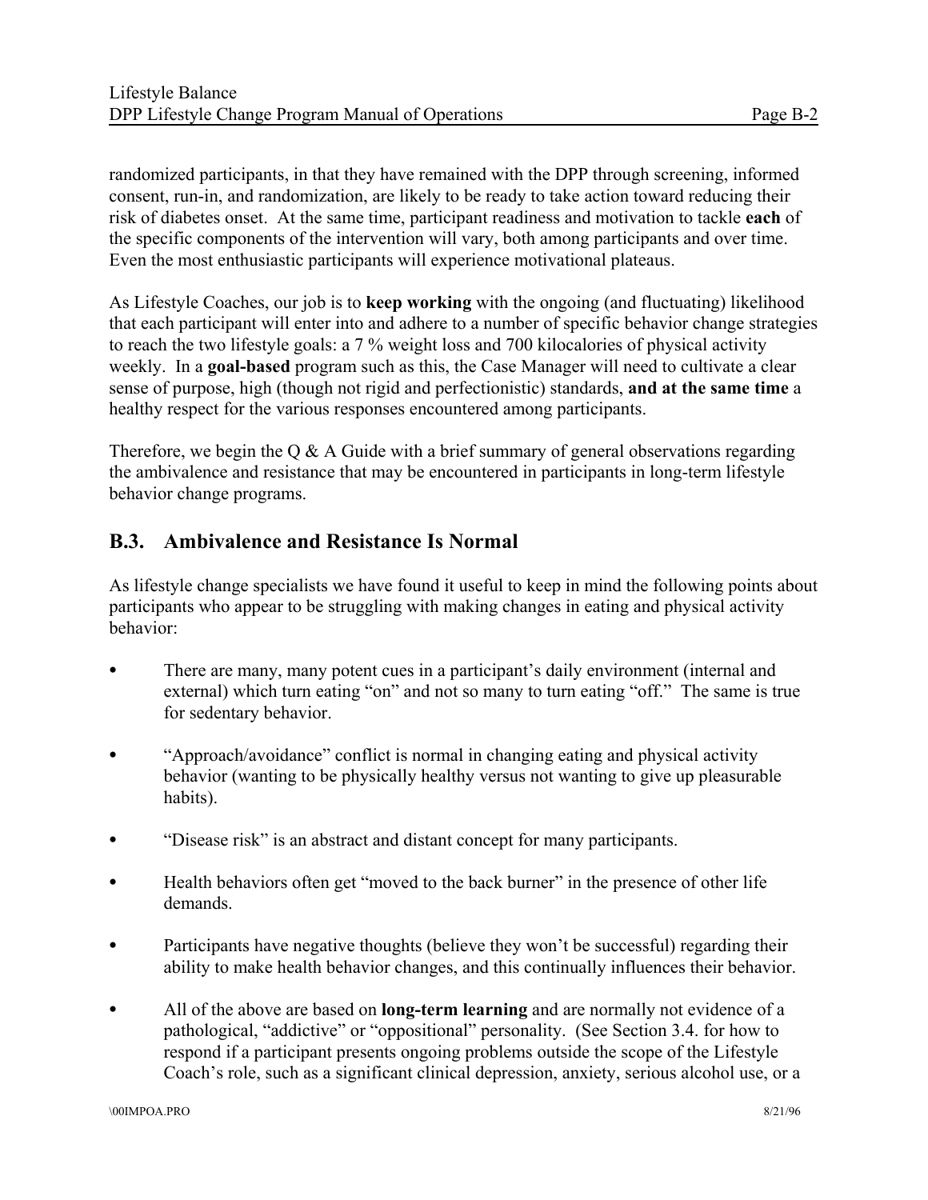randomized participants, in that they have remained with the DPP through screening, informed consent, run-in, and randomization, are likely to be ready to take action toward reducing their risk of diabetes onset. At the same time, participant readiness and motivation to tackle **each** of the specific components of the intervention will vary, both among participants and over time. Even the most enthusiastic participants will experience motivational plateaus.

As Lifestyle Coaches, our job is to **keep working** with the ongoing (and fluctuating) likelihood that each participant will enter into and adhere to a number of specific behavior change strategies to reach the two lifestyle goals: a 7 % weight loss and 700 kilocalories of physical activity weekly. In a **goal-based** program such as this, the Case Manager will need to cultivate a clear sense of purpose, high (though not rigid and perfectionistic) standards, **and at the same time** a healthy respect for the various responses encountered among participants.

Therefore, we begin the Q & A Guide with a brief summary of general observations regarding the ambivalence and resistance that may be encountered in participants in long-term lifestyle behavior change programs.

## B.3. Ambivalence and Resistance Is Normal

As lifestyle change specialists we have found it useful to keep in mind the following points about participants who appear to be struggling with making changes in eating and physical activity behavior:

- There are many, many potent cues in a participant's daily environment (internal and external) which turn eating "on" and not so many to turn eating "off." The same is true for sedentary behavior.
- "Approach/avoidance" conflict is normal in changing eating and physical activity behavior (wanting to be physically healthy versus not wanting to give up pleasurable habits).
- "Disease risk" is an abstract and distant concept for many participants.
- Health behaviors often get "moved to the back burner" in the presence of other life demands.
- Participants have negative thoughts (believe they won't be successful) regarding their ability to make health behavior changes, and this continually influences their behavior.
- All of the above are based on **long-term learning** and are normally not evidence of a pathological, "addictive" or "oppositional" personality. (See Section 3.4. for how to respond if a participant presents ongoing problems outside the scope of the Lifestyle Coach's role, such as a significant clinical depression, anxiety, serious alcohol use, or a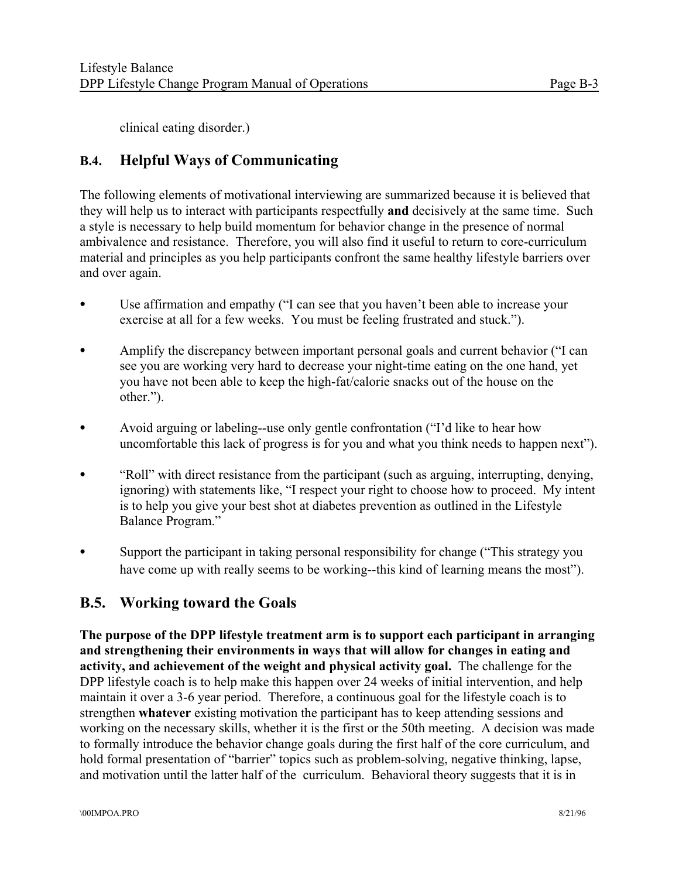clinical eating disorder.)

## B.4. Helpful Ways of Communicating

The following elements of motivational interviewing are summarized because it is believed that they will help us to interact with participants respectfully **and** decisively at the same time. Such a style is necessary to help build momentum for behavior change in the presence of normal ambivalence and resistance. Therefore, you will also find it useful to return to core-curriculum material and principles as you help participants confront the same healthy lifestyle barriers over and over again.

- Use affirmation and empathy ("I can see that you haven't been able to increase your exercise at all for a few weeks. You must be feeling frustrated and stuck.").

- Amplify the discrepancy between important personal goals and current behavior ("I can see you are working very hard to decrease your night-time eating on the one hand, yet you have not been able to keep the high-fat/calorie snacks out of the house on the other.").

- Avoid arguing or labeling--use only gentle confrontation ("I'd like to hear how uncomfortable this lack of progress is for you and what you think needs to happen next").

- "Roll" with direct resistance from the participant (such as arguing, interrupting, denying, ignoring) with statements like, "I respect your right to choose how to proceed. My intent is to help you give your best shot at diabetes prevention as outlined in the Lifestyle Balance Program."

- Support the participant in taking personal responsibility for change ("This strategy you have come up with really seems to be working--this kind of learning means the most").

## B.5. Working toward the Goals

**The purpose of the DPP lifestyle treatment arm is to support each participant in arranging and strengthening their environments in ways that will allow for changes in eating and activity, and achievement of the weight and physical activity goal.** The challenge for the DPP lifestyle coach is to help make this happen over 24 weeks of initial intervention, and help maintain it over a 3-6 year period. Therefore, a continuous goal for the lifestyle coach is to strengthen **whatever** existing motivation the participant has to keep attending sessions and working on the necessary skills, whether it is the first or the 50th meeting. A decision was made to formally introduce the behavior change goals during the first half of the core curriculum, and hold formal presentation of "barrier" topics such as problem-solving, negative thinking, lapse, and motivation until the latter half of the curriculum. Behavioral theory suggests that it is in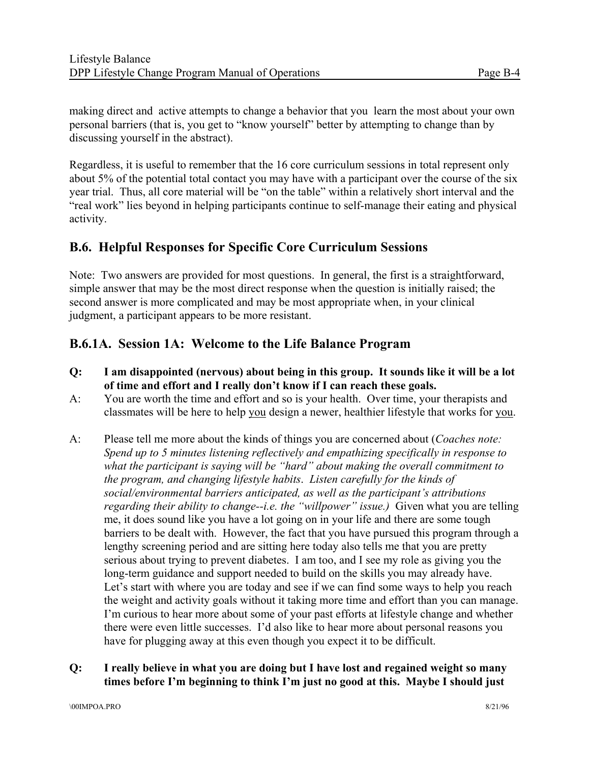making direct and active attempts to change a behavior that you learn the most about your own personal barriers (that is, you get to "know yourself" better by attempting to change than by discussing yourself in the abstract).

Regardless, it is useful to remember that the 16 core curriculum sessions in total represent only about 5% of the potential total contact you may have with a participant over the course of the six year trial. Thus, all core material will be "on the table" within a relatively short interval and the "real work" lies beyond in helping participants continue to self-manage their eating and physical activity.

## B.6. Helpful Responses for Specific Core Curriculum Sessions

Note: Two answers are provided for most questions. In general, the first is a straightforward, simple answer that may be the most direct response when the question is initially raised; the second answer is more complicated and may be most appropriate when, in your clinical judgment, a participant appears to be more resistant.

## B.6.1A. Session 1A: Welcome to the Life Balance Program

**Q: I am disappointed (nervous) about being in this group. It sounds like it will be a lot of time and effort and I really don't know if I can reach these goals.**

A: You are worth the time and effort and so is your health. Over time, your therapists and classmates will be here to help <u>you</u> design a newer, healthier lifestyle that works for <u>you</u>.

A: Please tell me more about the kinds of things you are concerned about (*Coaches note: Spend up to 5 minutes listening reflectively and empathizing specifically in response to what the participant is saying will be "hard" about making the overall commitment to the program, and changing lifestyle habits. Listen carefully for the kinds of social/environmental barriers anticipated, as well as the participant's attributions regarding their ability to change--i.e. the "willpower" issue.)* Given what you are telling me, it does sound like you have a lot going on in your life and there are some tough barriers to be dealt with. However, the fact that you have pursued this program through a lengthy screening period and are sitting here today also tells me that you are pretty serious about trying to prevent diabetes. I am too, and I see my role as giving you the long-term guidance and support needed to build on the skills you may already have. Let's start with where you are today and see if we can find some ways to help you reach the weight and activity goals without it taking more time and effort than you can manage. I'm curious to hear more about some of your past efforts at lifestyle change and whether there were even little successes. I'd also like to hear more about personal reasons you have for plugging away at this even though you expect it to be difficult.

**Q: I really believe in what you are doing but I have lost and regained weight so many times before I'm beginning to think I'm just no good at this. Maybe I should just**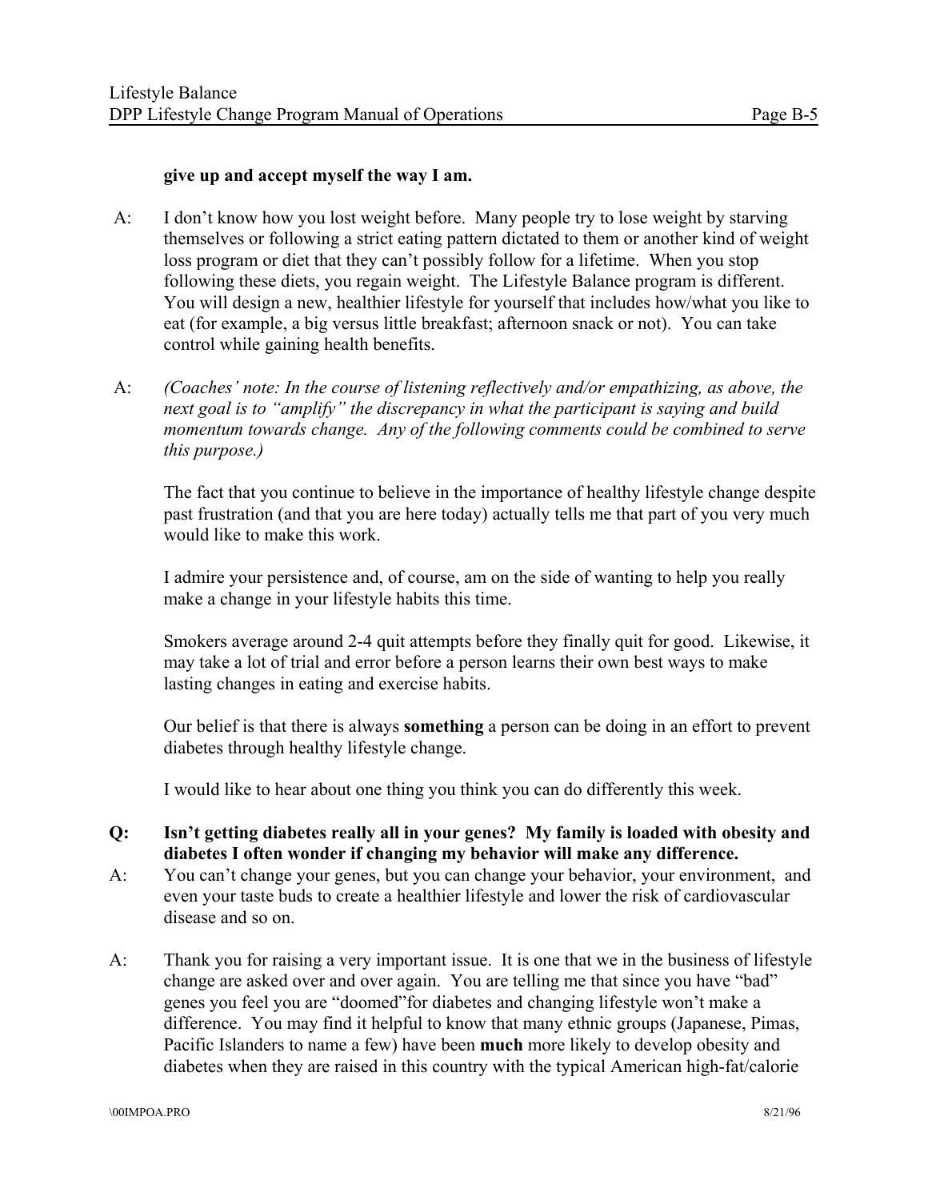**give up and accept myself the way I am.**

A: I don't know how you lost weight before. Many people try to lose weight by starving themselves or following a strict eating pattern dictated to them or another kind of weight loss program or diet that they can't possibly follow for a lifetime. When you stop following these diets, you regain weight. The Lifestyle Balance program is different. You will design a new, healthier lifestyle for yourself that includes how/what you like to eat (for example, a big versus little breakfast; afternoon snack or not). You can take control while gaining health benefits.

A: *(Coaches' note: In the course of listening reflectively and/or empathizing, as above, the next goal is to "amplify" the discrepancy in what the participant is saying and build momentum towards change. Any of the following comments could be combined to serve this purpose.)*

The fact that you continue to believe in the importance of healthy lifestyle change despite past frustration (and that you are here today) actually tells me that part of you very much would like to make this work.

I admire your persistence and, of course, am on the side of wanting to help you really make a change in your lifestyle habits this time.

Smokers average around 2-4 quit attempts before they finally quit for good. Likewise, it may take a lot of trial and error before a person learns their own best ways to make lasting changes in eating and exercise habits.

Our belief is that there is always **something** a person can be doing in an effort to prevent diabetes through healthy lifestyle change.

I would like to hear about one thing you think you can do differently this week.

**Q: Isn't getting diabetes really all in your genes? My family is loaded with obesity and diabetes I often wonder if changing my behavior will make any difference.**

A: You can't change your genes, but you can change your behavior, your environment, and even your taste buds to create a healthier lifestyle and lower the risk of cardiovascular disease and so on.

A: Thank you for raising a very important issue. It is one that we in the business of lifestyle change are asked over and over again. You are telling me that since you have "bad" genes you feel you are "doomed"for diabetes and changing lifestyle won't make a difference. You may find it helpful to know that many ethnic groups (Japanese, Pimas, Pacific Islanders to name a few) have been **much** more likely to develop obesity and diabetes when they are raised in this country with the typical American high-fat/calorie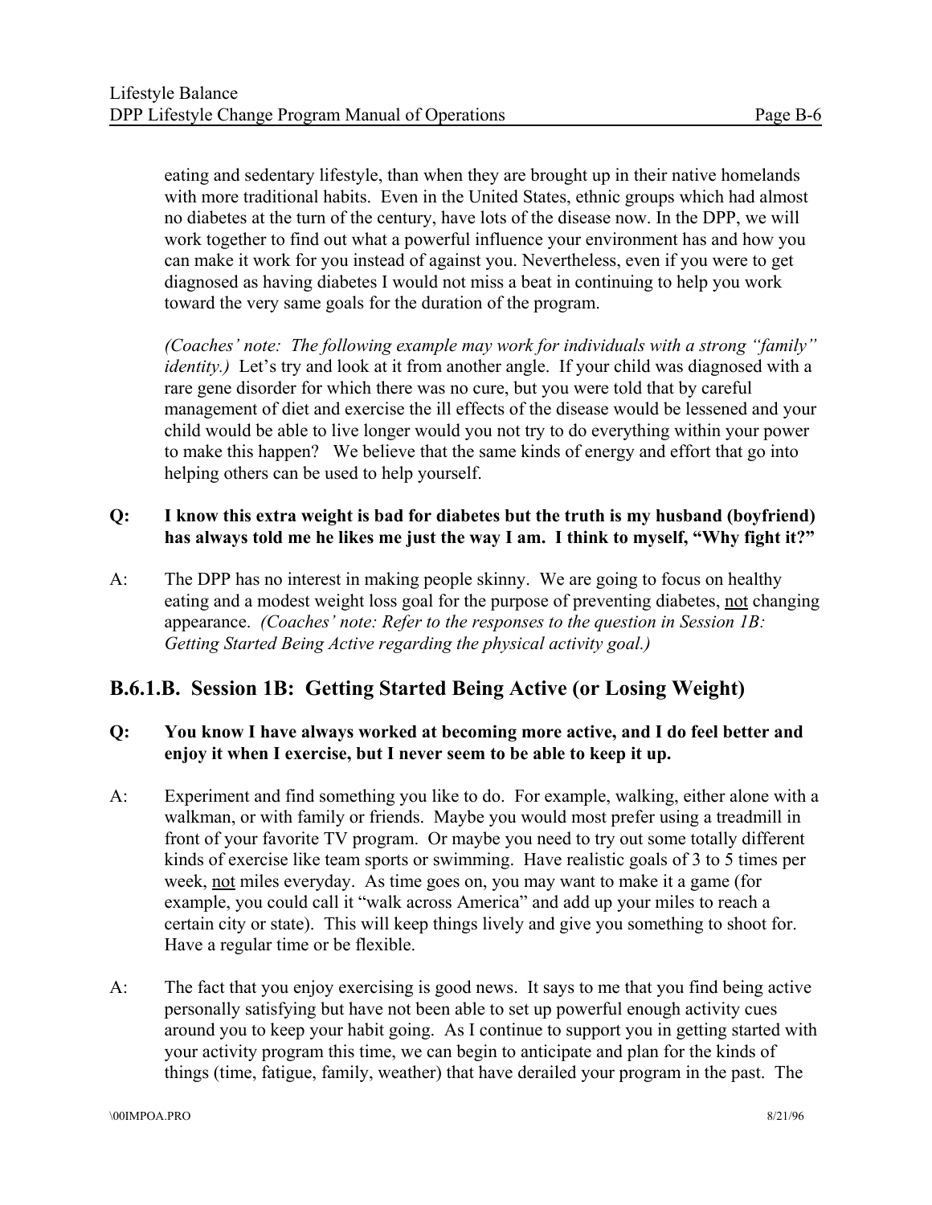eating and sedentary lifestyle, than when they are brought up in their native homelands with more traditional habits. Even in the United States, ethnic groups which had almost no diabetes at the turn of the century, have lots of the disease now. In the DPP, we will work together to find out what a powerful influence your environment has and how you can make it work for you instead of against you. Nevertheless, even if you were to get diagnosed as having diabetes I would not miss a beat in continuing to help you work toward the very same goals for the duration of the program.

*(Coaches' note: The following example may work for individuals with a strong "family" identity.)* Let's try and look at it from another angle. If your child was diagnosed with a rare gene disorder for which there was no cure, but you were told that by careful management of diet and exercise the ill effects of the disease would be lessened and your child would be able to live longer would you not try to do everything within your power to make this happen? We believe that the same kinds of energy and effort that go into helping others can be used to help yourself.

**Q: I know this extra weight is bad for diabetes but the truth is my husband (boyfriend) has always told me he likes me just the way I am. I think to myself, "Why fight it?"**

A: The DPP has no interest in making people skinny. We are going to focus on healthy eating and a modest weight loss goal for the purpose of preventing diabetes, <u>not</u> changing appearance. *(Coaches' note: Refer to the responses to the question in Session 1B: Getting Started Being Active regarding the physical activity goal.)*

## B.6.1.B. Session 1B: Getting Started Being Active (or Losing Weight)

**Q: You know I have always worked at becoming more active, and I do feel better and enjoy it when I exercise, but I never seem to be able to keep it up.**

A: Experiment and find something you like to do. For example, walking, either alone with a walkman, or with family or friends. Maybe you would most prefer using a treadmill in front of your favorite TV program. Or maybe you need to try out some totally different kinds of exercise like team sports or swimming. Have realistic goals of 3 to 5 times per week, <u>not</u> miles everyday. As time goes on, you may want to make it a game (for example, you could call it "walk across America" and add up your miles to reach a certain city or state). This will keep things lively and give you something to shoot for. Have a regular time or be flexible.

A: The fact that you enjoy exercising is good news. It says to me that you find being active personally satisfying but have not been able to set up powerful enough activity cues around you to keep your habit going. As I continue to support you in getting started with your activity program this time, we can begin to anticipate and plan for the kinds of things (time, fatigue, family, weather) that have derailed your program in the past. The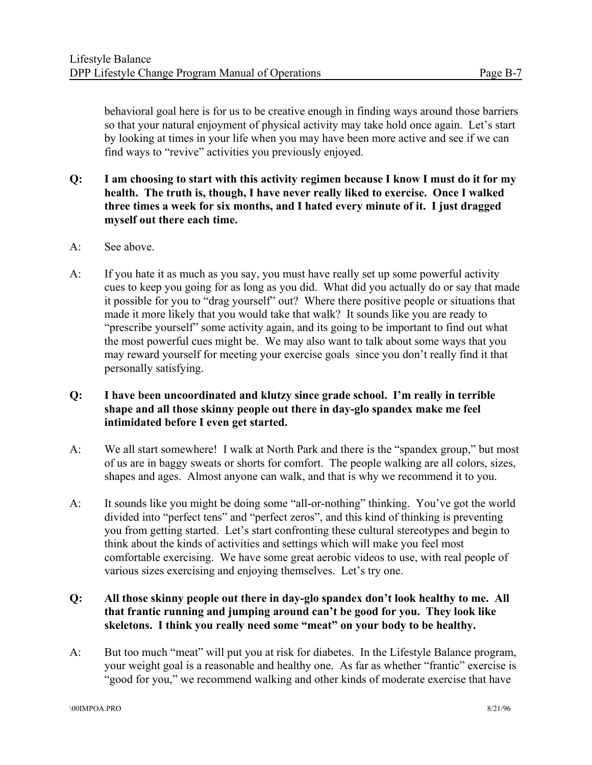behavioral goal here is for us to be creative enough in finding ways around those barriers so that your natural enjoyment of physical activity may take hold once again. Let's start by looking at times in your life when you may have been more active and see if we can find ways to "revive" activities you previously enjoyed.

**Q: I am choosing to start with this activity regimen because I know I must do it for my health. The truth is, though, I have never really liked to exercise. Once I walked three times a week for six months, and I hated every minute of it. I just dragged myself out there each time.**

A: See above.

A: If you hate it as much as you say, you must have really set up some powerful activity cues to keep you going for as long as you did. What did you actually do or say that made it possible for you to "drag yourself" out? Where there positive people or situations that made it more likely that you would take that walk? It sounds like you are ready to "prescribe yourself" some activity again, and its going to be important to find out what the most powerful cues might be. We may also want to talk about some ways that you may reward yourself for meeting your exercise goals since you don't really find it that personally satisfying.

**Q: I have been uncoordinated and klutzy since grade school. I'm really in terrible shape and all those skinny people out there in day-glo spandex make me feel intimidated before I even get started.**

A: We all start somewhere! I walk at North Park and there is the "spandex group," but most of us are in baggy sweats or shorts for comfort. The people walking are all colors, sizes, shapes and ages. Almost anyone can walk, and that is why we recommend it to you.

A: It sounds like you might be doing some "all-or-nothing" thinking. You've got the world divided into "perfect tens" and "perfect zeros", and this kind of thinking is preventing you from getting started. Let's start confronting these cultural stereotypes and begin to think about the kinds of activities and settings which will make you feel most comfortable exercising. We have some great aerobic videos to use, with real people of various sizes exercising and enjoying themselves. Let's try one.

**Q: All those skinny people out there in day-glo spandex don't look healthy to me. All that frantic running and jumping around can't be good for you. They look like skeletons. I think you really need some "meat" on your body to be healthy.**

A: But too much "meat" will put you at risk for diabetes. In the Lifestyle Balance program, your weight goal is a reasonable and healthy one. As far as whether "frantic" exercise is "good for you," we recommend walking and other kinds of moderate exercise that have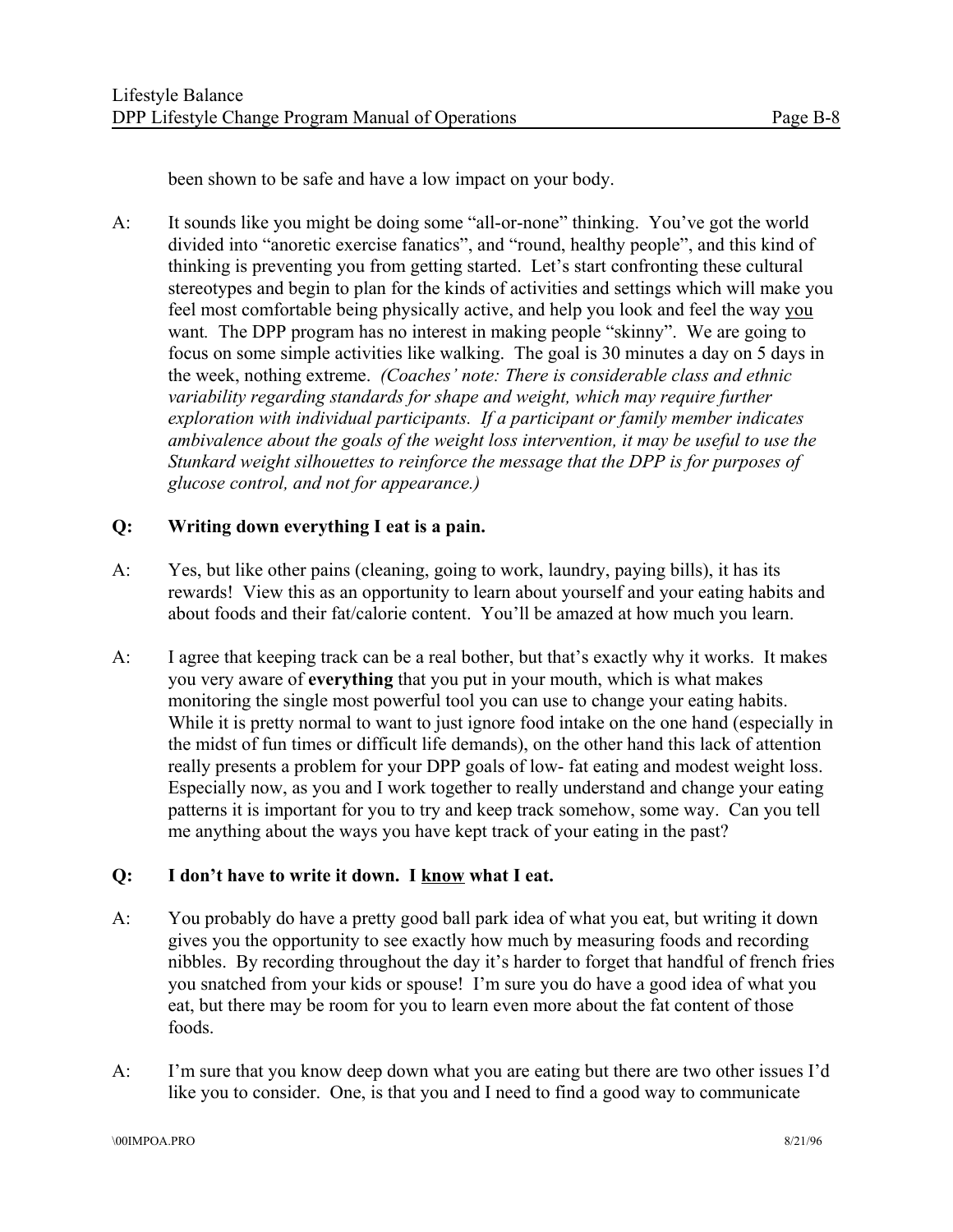been shown to be safe and have a low impact on your body.

A: It sounds like you might be doing some "all-or-none" thinking. You've got the world divided into "anoretic exercise fanatics", and "round, healthy people", and this kind of thinking is preventing you from getting started. Let's start confronting these cultural stereotypes and begin to plan for the kinds of activities and settings which will make you feel most comfortable being physically active, and help you look and feel the way <u>you</u> want. The DPP program has no interest in making people "skinny". We are going to focus on some simple activities like walking. The goal is 30 minutes a day on 5 days in the week, nothing extreme. *(Coaches' note: There is considerable class and ethnic variability regarding standards for shape and weight, which may require further exploration with individual participants. If a participant or family member indicates ambivalence about the goals of the weight loss intervention, it may be useful to use the Stunkard weight silhouettes to reinforce the message that the DPP is for purposes of glucose control, and not for appearance.)*

**Q: Writing down everything I eat is a pain.**

A: Yes, but like other pains (cleaning, going to work, laundry, paying bills), it has its rewards! View this as an opportunity to learn about yourself and your eating habits and about foods and their fat/calorie content. You'll be amazed at how much you learn.

A: I agree that keeping track can be a real bother, but that's exactly why it works. It makes you very aware of **everything** that you put in your mouth, which is what makes monitoring the single most powerful tool you can use to change your eating habits. While it is pretty normal to want to just ignore food intake on the one hand (especially in the midst of fun times or difficult life demands), on the other hand this lack of attention really presents a problem for your DPP goals of low- fat eating and modest weight loss. Especially now, as you and I work together to really understand and change your eating patterns it is important for you to try and keep track somehow, some way. Can you tell me anything about the ways you have kept track of your eating in the past?

**Q: I don't have to write it down. I <u>know</u> what I eat.**

A: You probably do have a pretty good ball park idea of what you eat, but writing it down gives you the opportunity to see exactly how much by measuring foods and recording nibbles. By recording throughout the day it's harder to forget that handful of french fries you snatched from your kids or spouse! I'm sure you do have a good idea of what you eat, but there may be room for you to learn even more about the fat content of those foods.

A: I'm sure that you know deep down what you are eating but there are two other issues I'd like you to consider. One, is that you and I need to find a good way to communicate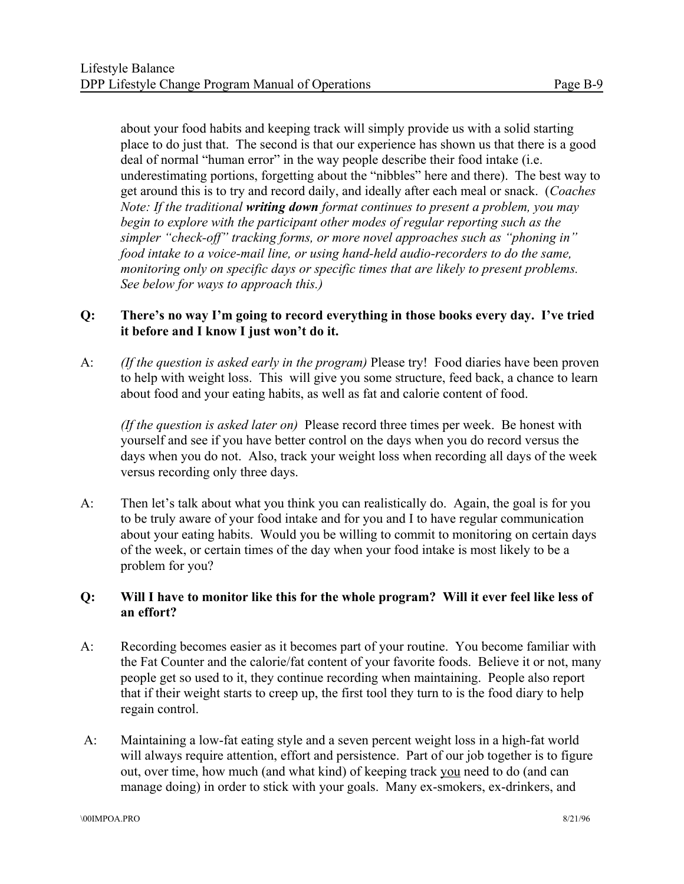about your food habits and keeping track will simply provide us with a solid starting place to do just that. The second is that our experience has shown us that there is a good deal of normal "human error" in the way people describe their food intake (i.e. underestimating portions, forgetting about the "nibbles" here and there). The best way to get around this is to try and record daily, and ideally after each meal or snack. (*Coaches Note: If the traditional **writing down** format continues to present a problem, you may begin to explore with the participant other modes of regular reporting such as the simpler "check-off" tracking forms, or more novel approaches such as "phoning in" food intake to a voice-mail line, or using hand-held audio-recorders to do the same, monitoring only on specific days or specific times that are likely to present problems. See below for ways to approach this.)*

**Q: There's no way I'm going to record everything in those books every day. I've tried it before and I know I just won't do it.**

A: *(If the question is asked early in the program)* Please try! Food diaries have been proven to help with weight loss. This will give you some structure, feed back, a chance to learn about food and your eating habits, as well as fat and calorie content of food.

*(If the question is asked later on)* Please record three times per week. Be honest with yourself and see if you have better control on the days when you do record versus the days when you do not. Also, track your weight loss when recording all days of the week versus recording only three days.

A: Then let's talk about what you think you can realistically do. Again, the goal is for you to be truly aware of your food intake and for you and I to have regular communication about your eating habits. Would you be willing to commit to monitoring on certain days of the week, or certain times of the day when your food intake is most likely to be a problem for you?

**Q: Will I have to monitor like this for the whole program? Will it ever feel like less of an effort?**

A: Recording becomes easier as it becomes part of your routine. You become familiar with the Fat Counter and the calorie/fat content of your favorite foods. Believe it or not, many people get so used to it, they continue recording when maintaining. People also report that if their weight starts to creep up, the first tool they turn to is the food diary to help regain control.

A: Maintaining a low-fat eating style and a seven percent weight loss in a high-fat world will always require attention, effort and persistence. Part of our job together is to figure out, over time, how much (and what kind) of keeping track <u>you</u> need to do (and can manage doing) in order to stick with your goals. Many ex-smokers, ex-drinkers, and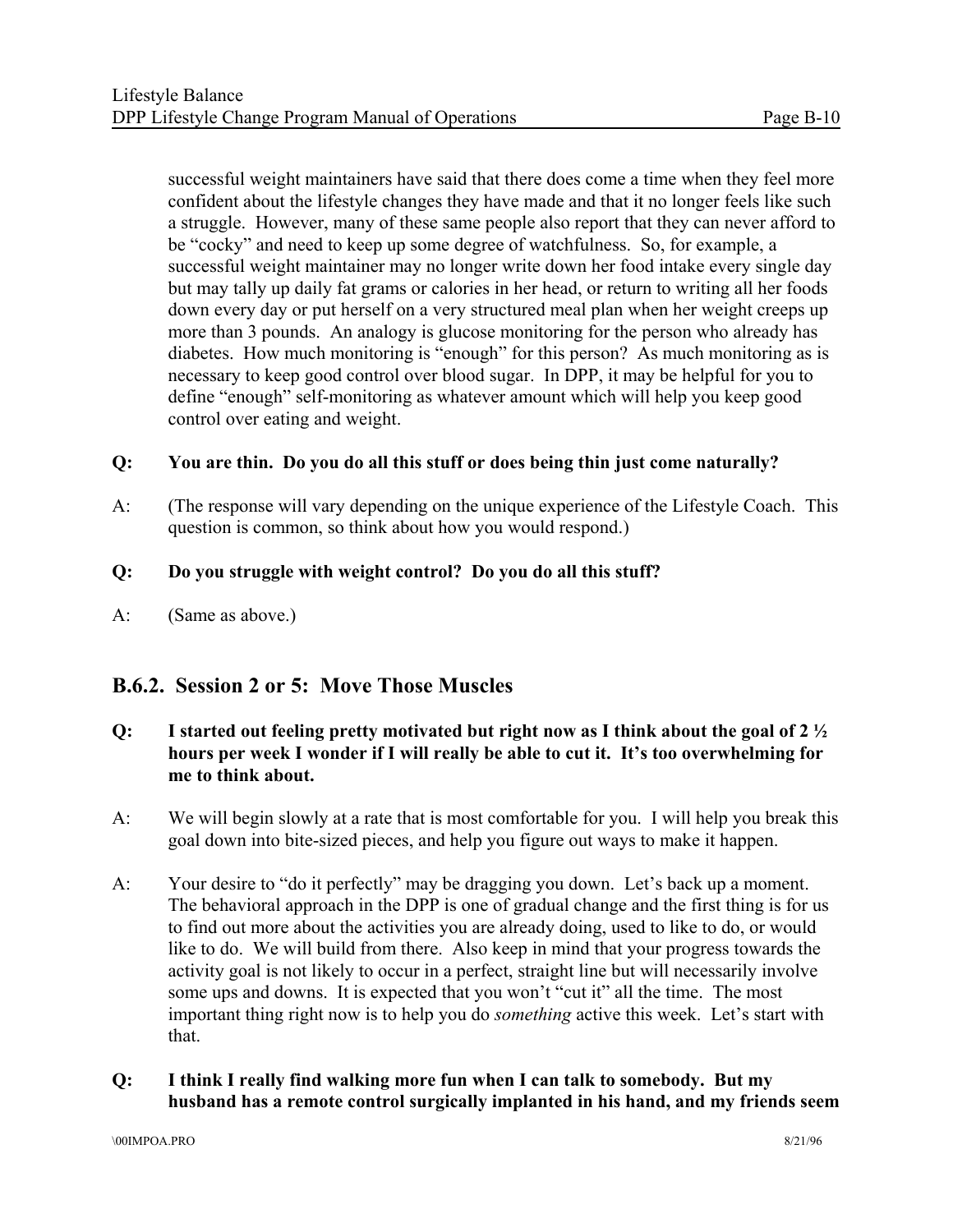successful weight maintainers have said that there does come a time when they feel more confident about the lifestyle changes they have made and that it no longer feels like such a struggle. However, many of these same people also report that they can never afford to be "cocky" and need to keep up some degree of watchfulness. So, for example, a successful weight maintainer may no longer write down her food intake every single day but may tally up daily fat grams or calories in her head, or return to writing all her foods down every day or put herself on a very structured meal plan when her weight creeps up more than 3 pounds. An analogy is glucose monitoring for the person who already has diabetes. How much monitoring is "enough" for this person? As much monitoring as is necessary to keep good control over blood sugar. In DPP, it may be helpful for you to define "enough" self-monitoring as whatever amount which will help you keep good control over eating and weight.

**Q: You are thin. Do you do all this stuff or does being thin just come naturally?**

A: (The response will vary depending on the unique experience of the Lifestyle Coach. This question is common, so think about how you would respond.)

**Q: Do you struggle with weight control? Do you do all this stuff?**

A: (Same as above.)

## B.6.2. Session 2 or 5: Move Those Muscles

**Q: I started out feeling pretty motivated but right now as I think about the goal of 2 ½ hours per week I wonder if I will really be able to cut it. It's too overwhelming for me to think about.**

A: We will begin slowly at a rate that is most comfortable for you. I will help you break this goal down into bite-sized pieces, and help you figure out ways to make it happen.

A: Your desire to "do it perfectly" may be dragging you down. Let's back up a moment. The behavioral approach in the DPP is one of gradual change and the first thing is for us to find out more about the activities you are already doing, used to like to do, or would like to do. We will build from there. Also keep in mind that your progress towards the activity goal is not likely to occur in a perfect, straight line but will necessarily involve some ups and downs. It is expected that you won't "cut it" all the time. The most important thing right now is to help you do *something* active this week. Let's start with that.

**Q: I think I really find walking more fun when I can talk to somebody. But my husband has a remote control surgically implanted in his hand, and my friends seem**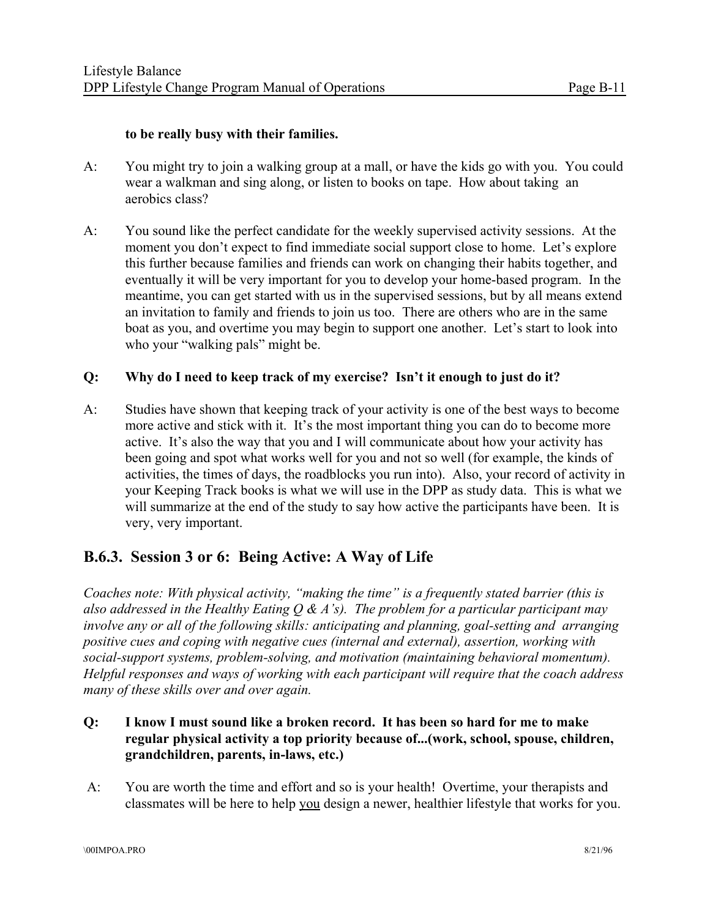**to be really busy with their families.**

A: You might try to join a walking group at a mall, or have the kids go with you. You could wear a walkman and sing along, or listen to books on tape. How about taking an aerobics class?

A: You sound like the perfect candidate for the weekly supervised activity sessions. At the moment you don't expect to find immediate social support close to home. Let's explore this further because families and friends can work on changing their habits together, and eventually it will be very important for you to develop your home-based program. In the meantime, you can get started with us in the supervised sessions, but by all means extend an invitation to family and friends to join us too. There are others who are in the same boat as you, and overtime you may begin to support one another. Let's start to look into who your "walking pals" might be.

**Q: Why do I need to keep track of my exercise? Isn't it enough to just do it?**

A: Studies have shown that keeping track of your activity is one of the best ways to become more active and stick with it. It's the most important thing you can do to become more active. It's also the way that you and I will communicate about how your activity has been going and spot what works well for you and not so well (for example, the kinds of activities, the times of days, the roadblocks you run into). Also, your record of activity in your Keeping Track books is what we will use in the DPP as study data. This is what we will summarize at the end of the study to say how active the participants have been. It is very, very important.

## B.6.3. Session 3 or 6: Being Active: A Way of Life

*Coaches note: With physical activity, "making the time" is a frequently stated barrier (this is also addressed in the Healthy Eating Q & A's). The problem for a particular participant may involve any or all of the following skills: anticipating and planning, goal-setting and arranging positive cues and coping with negative cues (internal and external), assertion, working with social-support systems, problem-solving, and motivation (maintaining behavioral momentum). Helpful responses and ways of working with each participant will require that the coach address many of these skills over and over again.*

**Q: I know I must sound like a broken record. It has been so hard for me to make regular physical activity a top priority because of...(work, school, spouse, children, grandchildren, parents, in-laws, etc.)**

A: You are worth the time and effort and so is your health! Overtime, your therapists and classmates will be here to help <u>you</u> design a newer, healthier lifestyle that works for you.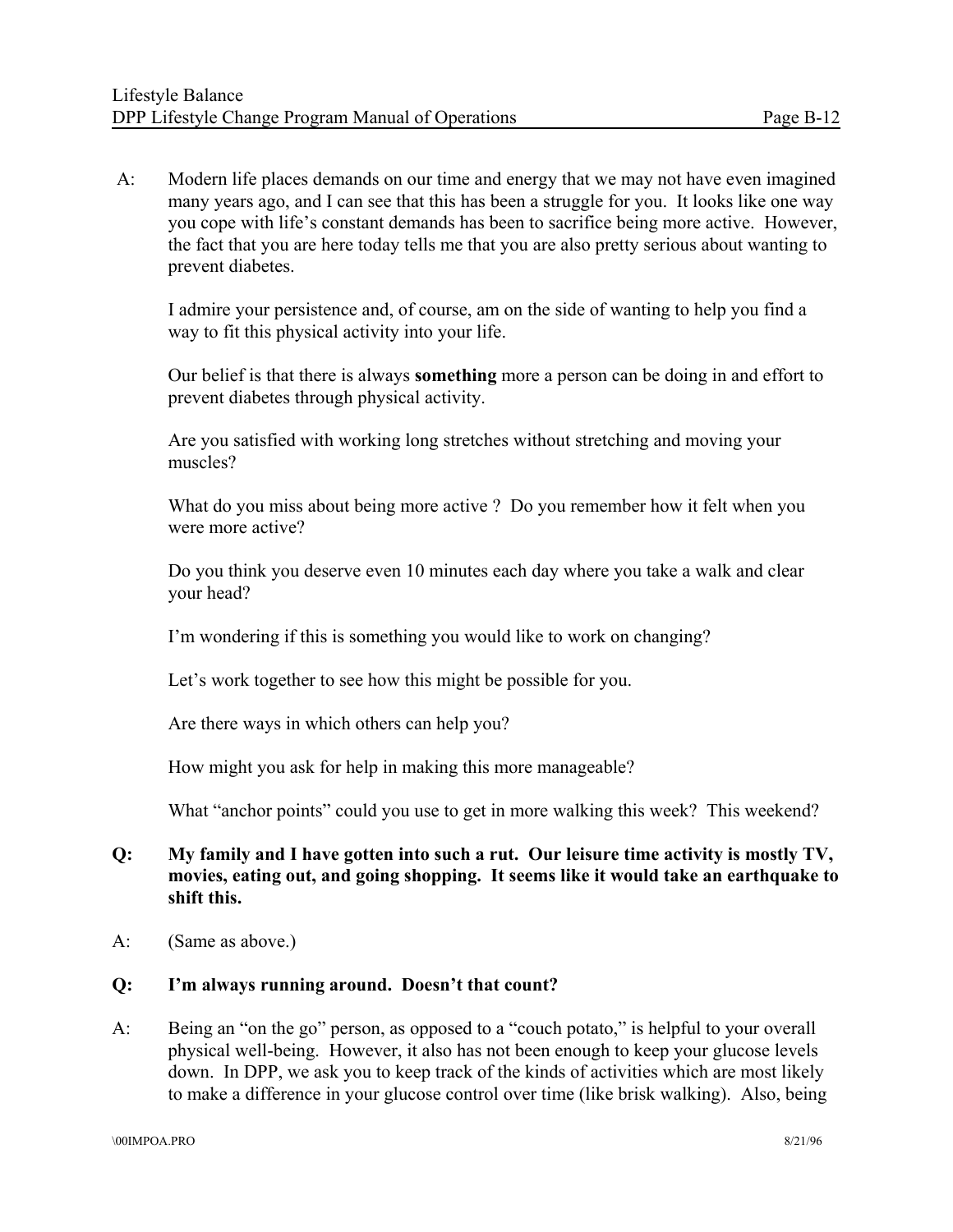A: Modern life places demands on our time and energy that we may not have even imagined many years ago, and I can see that this has been a struggle for you. It looks like one way you cope with life's constant demands has been to sacrifice being more active. However, the fact that you are here today tells me that you are also pretty serious about wanting to prevent diabetes.

I admire your persistence and, of course, am on the side of wanting to help you find a way to fit this physical activity into your life.

Our belief is that there is always **something** more a person can be doing in and effort to prevent diabetes through physical activity.

Are you satisfied with working long stretches without stretching and moving your muscles?

What do you miss about being more active ? Do you remember how it felt when you were more active?

Do you think you deserve even 10 minutes each day where you take a walk and clear your head?

I'm wondering if this is something you would like to work on changing?

Let's work together to see how this might be possible for you.

Are there ways in which others can help you?

How might you ask for help in making this more manageable?

What "anchor points" could you use to get in more walking this week? This weekend?

**Q: My family and I have gotten into such a rut. Our leisure time activity is mostly TV, movies, eating out, and going shopping. It seems like it would take an earthquake to shift this.**

A: (Same as above.)

**Q: I'm always running around. Doesn't that count?**

A: Being an "on the go" person, as opposed to a "couch potato," is helpful to your overall physical well-being. However, it also has not been enough to keep your glucose levels down. In DPP, we ask you to keep track of the kinds of activities which are most likely to make a difference in your glucose control over time (like brisk walking). Also, being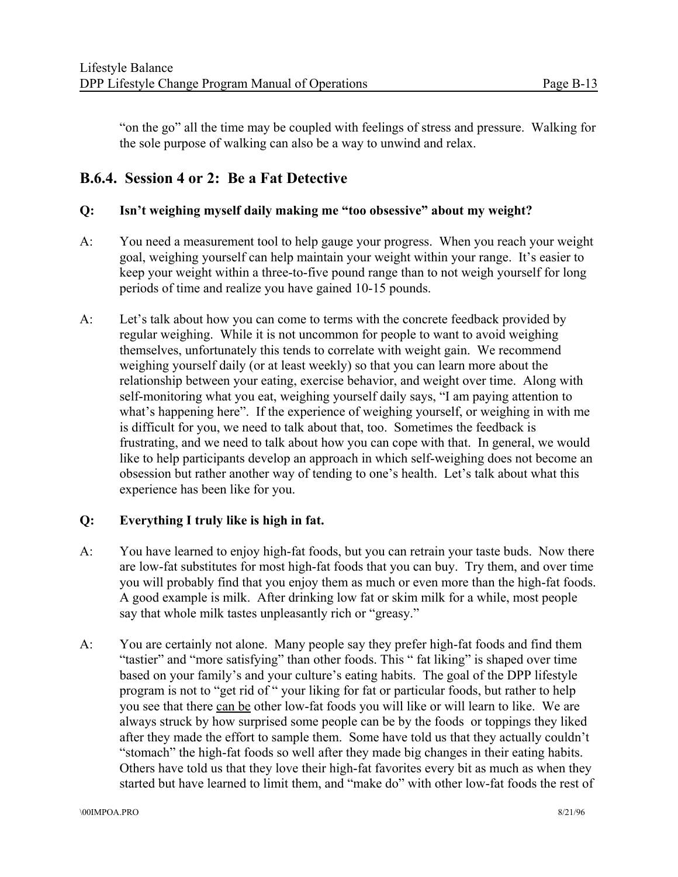"on the go" all the time may be coupled with feelings of stress and pressure. Walking for the sole purpose of walking can also be a way to unwind and relax.

## B.6.4. Session 4 or 2: Be a Fat Detective

**Q: Isn't weighing myself daily making me "too obsessive" about my weight?**

A: You need a measurement tool to help gauge your progress. When you reach your weight goal, weighing yourself can help maintain your weight within your range. It's easier to keep your weight within a three-to-five pound range than to not weigh yourself for long periods of time and realize you have gained 10-15 pounds.

A: Let's talk about how you can come to terms with the concrete feedback provided by regular weighing. While it is not uncommon for people to want to avoid weighing themselves, unfortunately this tends to correlate with weight gain. We recommend weighing yourself daily (or at least weekly) so that you can learn more about the relationship between your eating, exercise behavior, and weight over time. Along with self-monitoring what you eat, weighing yourself daily says, "I am paying attention to what's happening here". If the experience of weighing yourself, or weighing in with me is difficult for you, we need to talk about that, too. Sometimes the feedback is frustrating, and we need to talk about how you can cope with that. In general, we would like to help participants develop an approach in which self-weighing does not become an obsession but rather another way of tending to one's health. Let's talk about what this experience has been like for you.

**Q: Everything I truly like is high in fat.**

A: You have learned to enjoy high-fat foods, but you can retrain your taste buds. Now there are low-fat substitutes for most high-fat foods that you can buy. Try them, and over time you will probably find that you enjoy them as much or even more than the high-fat foods. A good example is milk. After drinking low fat or skim milk for a while, most people say that whole milk tastes unpleasantly rich or "greasy."

A: You are certainly not alone. Many people say they prefer high-fat foods and find them "tastier" and "more satisfying" than other foods. This " fat liking" is shaped over time based on your family's and your culture's eating habits. The goal of the DPP lifestyle program is not to "get rid of " your liking for fat or particular foods, but rather to help you see that there <u>can be</u> other low-fat foods you will like or will learn to like. We are always struck by how surprised some people can be by the foods or toppings they liked after they made the effort to sample them. Some have told us that they actually couldn't "stomach" the high-fat foods so well after they made big changes in their eating habits. Others have told us that they love their high-fat favorites every bit as much as when they started but have learned to limit them, and "make do" with other low-fat foods the rest of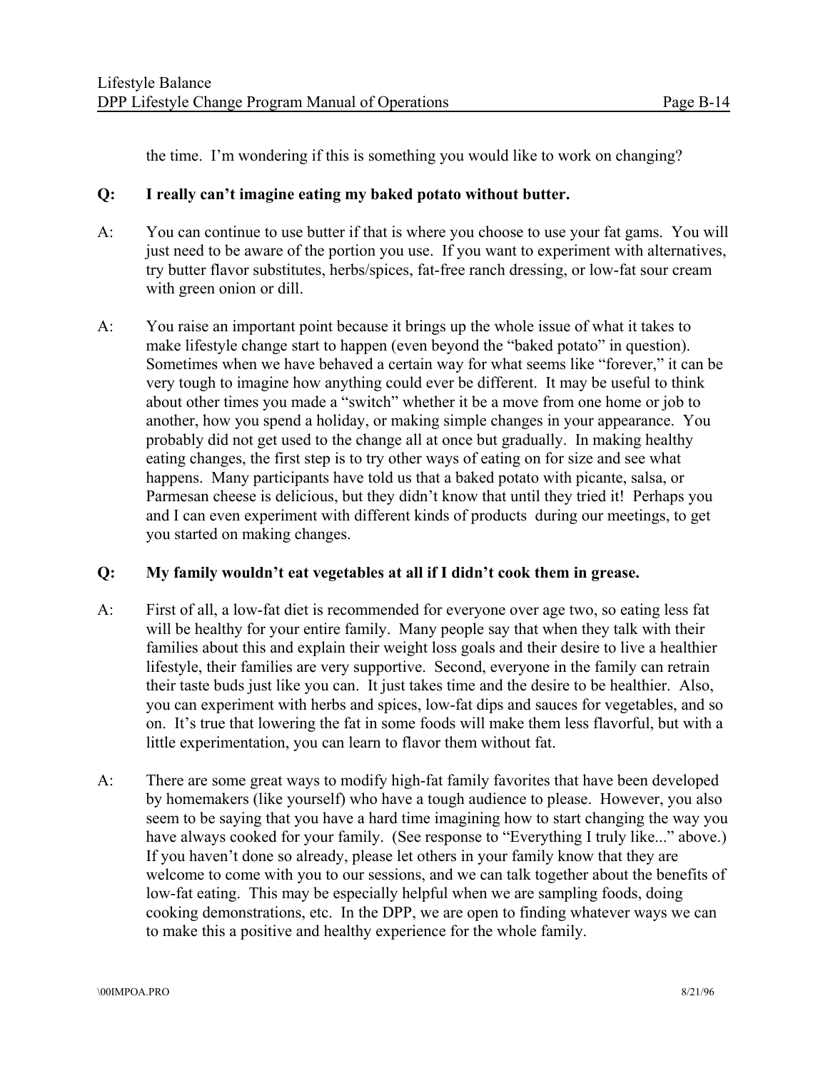the time. I'm wondering if this is something you would like to work on changing?

**Q: I really can't imagine eating my baked potato without butter.**

A: You can continue to use butter if that is where you choose to use your fat gams. You will just need to be aware of the portion you use. If you want to experiment with alternatives, try butter flavor substitutes, herbs/spices, fat-free ranch dressing, or low-fat sour cream with green onion or dill.

A: You raise an important point because it brings up the whole issue of what it takes to make lifestyle change start to happen (even beyond the "baked potato" in question). Sometimes when we have behaved a certain way for what seems like "forever," it can be very tough to imagine how anything could ever be different. It may be useful to think about other times you made a "switch" whether it be a move from one home or job to another, how you spend a holiday, or making simple changes in your appearance. You probably did not get used to the change all at once but gradually. In making healthy eating changes, the first step is to try other ways of eating on for size and see what happens. Many participants have told us that a baked potato with picante, salsa, or Parmesan cheese is delicious, but they didn't know that until they tried it! Perhaps you and I can even experiment with different kinds of products during our meetings, to get you started on making changes.

**Q: My family wouldn't eat vegetables at all if I didn't cook them in grease.**

A: First of all, a low-fat diet is recommended for everyone over age two, so eating less fat will be healthy for your entire family. Many people say that when they talk with their families about this and explain their weight loss goals and their desire to live a healthier lifestyle, their families are very supportive. Second, everyone in the family can retrain their taste buds just like you can. It just takes time and the desire to be healthier. Also, you can experiment with herbs and spices, low-fat dips and sauces for vegetables, and so on. It's true that lowering the fat in some foods will make them less flavorful, but with a little experimentation, you can learn to flavor them without fat.

A: There are some great ways to modify high-fat family favorites that have been developed by homemakers (like yourself) who have a tough audience to please. However, you also seem to be saying that you have a hard time imagining how to start changing the way you have always cooked for your family. (See response to "Everything I truly like..." above.) If you haven't done so already, please let others in your family know that they are welcome to come with you to our sessions, and we can talk together about the benefits of low-fat eating. This may be especially helpful when we are sampling foods, doing cooking demonstrations, etc. In the DPP, we are open to finding whatever ways we can to make this a positive and healthy experience for the whole family.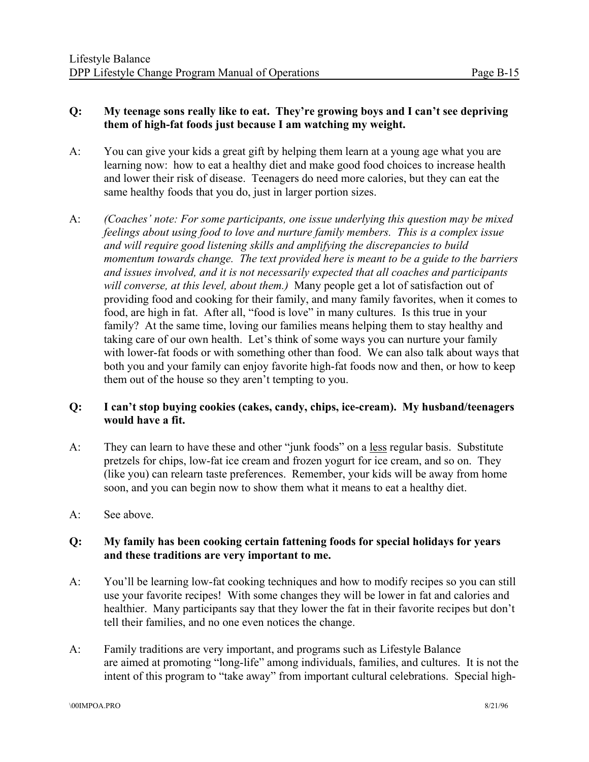**Q: My teenage sons really like to eat. They're growing boys and I can't see depriving them of high-fat foods just because I am watching my weight.**

A: You can give your kids a great gift by helping them learn at a young age what you are learning now: how to eat a healthy diet and make good food choices to increase health and lower their risk of disease. Teenagers do need more calories, but they can eat the same healthy foods that you do, just in larger portion sizes.

A: *(Coaches' note: For some participants, one issue underlying this question may be mixed feelings about using food to love and nurture family members. This is a complex issue and will require good listening skills and amplifying the discrepancies to build momentum towards change. The text provided here is meant to be a guide to the barriers and issues involved, and it is not necessarily expected that all coaches and participants will converse, at this level, about them.)* Many people get a lot of satisfaction out of providing food and cooking for their family, and many family favorites, when it comes to food, are high in fat. After all, "food is love" in many cultures. Is this true in your family? At the same time, loving our families means helping them to stay healthy and taking care of our own health. Let's think of some ways you can nurture your family with lower-fat foods or with something other than food. We can also talk about ways that both you and your family can enjoy favorite high-fat foods now and then, or how to keep them out of the house so they aren't tempting to you.

**Q: I can't stop buying cookies (cakes, candy, chips, ice-cream). My husband/teenagers would have a fit.**

A: They can learn to have these and other "junk foods" on a <u>less</u> regular basis. Substitute pretzels for chips, low-fat ice cream and frozen yogurt for ice cream, and so on. They (like you) can relearn taste preferences. Remember, your kids will be away from home soon, and you can begin now to show them what it means to eat a healthy diet.

A: See above.

**Q: My family has been cooking certain fattening foods for special holidays for years and these traditions are very important to me.**

A: You'll be learning low-fat cooking techniques and how to modify recipes so you can still use your favorite recipes! With some changes they will be lower in fat and calories and healthier. Many participants say that they lower the fat in their favorite recipes but don't tell their families, and no one even notices the change.

A: Family traditions are very important, and programs such as Lifestyle Balance are aimed at promoting "long-life" among individuals, families, and cultures. It is not the intent of this program to "take away" from important cultural celebrations. Special high-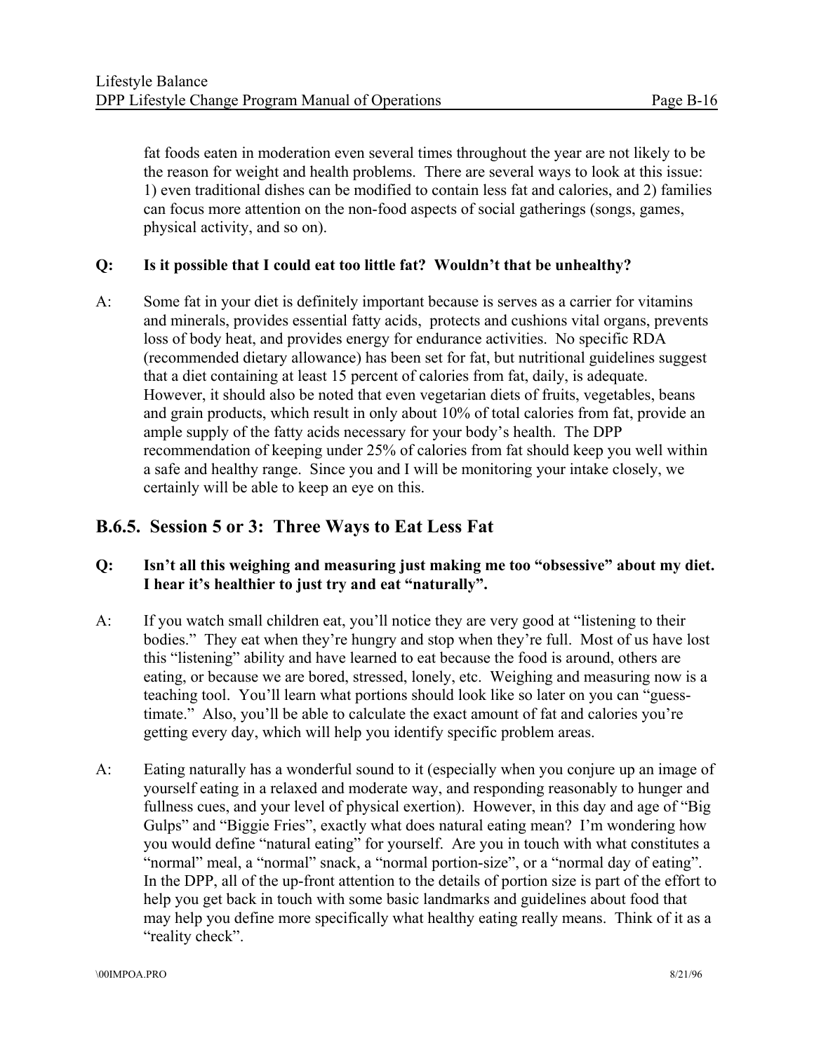fat foods eaten in moderation even several times throughout the year are not likely to be the reason for weight and health problems. There are several ways to look at this issue: 1) even traditional dishes can be modified to contain less fat and calories, and 2) families can focus more attention on the non-food aspects of social gatherings (songs, games, physical activity, and so on).

**Q: Is it possible that I could eat too little fat? Wouldn't that be unhealthy?**

A: Some fat in your diet is definitely important because is serves as a carrier for vitamins and minerals, provides essential fatty acids, protects and cushions vital organs, prevents loss of body heat, and provides energy for endurance activities. No specific RDA (recommended dietary allowance) has been set for fat, but nutritional guidelines suggest that a diet containing at least 15 percent of calories from fat, daily, is adequate. However, it should also be noted that even vegetarian diets of fruits, vegetables, beans and grain products, which result in only about 10% of total calories from fat, provide an ample supply of the fatty acids necessary for your body's health. The DPP recommendation of keeping under 25% of calories from fat should keep you well within a safe and healthy range. Since you and I will be monitoring your intake closely, we certainly will be able to keep an eye on this.

## B.6.5. Session 5 or 3: Three Ways to Eat Less Fat

**Q: Isn't all this weighing and measuring just making me too "obsessive" about my diet. I hear it's healthier to just try and eat "naturally".**

A: If you watch small children eat, you'll notice they are very good at "listening to their bodies." They eat when they're hungry and stop when they're full. Most of us have lost this "listening" ability and have learned to eat because the food is around, others are eating, or because we are bored, stressed, lonely, etc. Weighing and measuring now is a teaching tool. You'll learn what portions should look like so later on you can "guess-timate." Also, you'll be able to calculate the exact amount of fat and calories you're getting every day, which will help you identify specific problem areas.

A: Eating naturally has a wonderful sound to it (especially when you conjure up an image of yourself eating in a relaxed and moderate way, and responding reasonably to hunger and fullness cues, and your level of physical exertion). However, in this day and age of "Big Gulps" and "Biggie Fries", exactly what does natural eating mean? I'm wondering how you would define "natural eating" for yourself. Are you in touch with what constitutes a "normal" meal, a "normal" snack, a "normal portion-size", or a "normal day of eating". In the DPP, all of the up-front attention to the details of portion size is part of the effort to help you get back in touch with some basic landmarks and guidelines about food that may help you define more specifically what healthy eating really means. Think of it as a "reality check".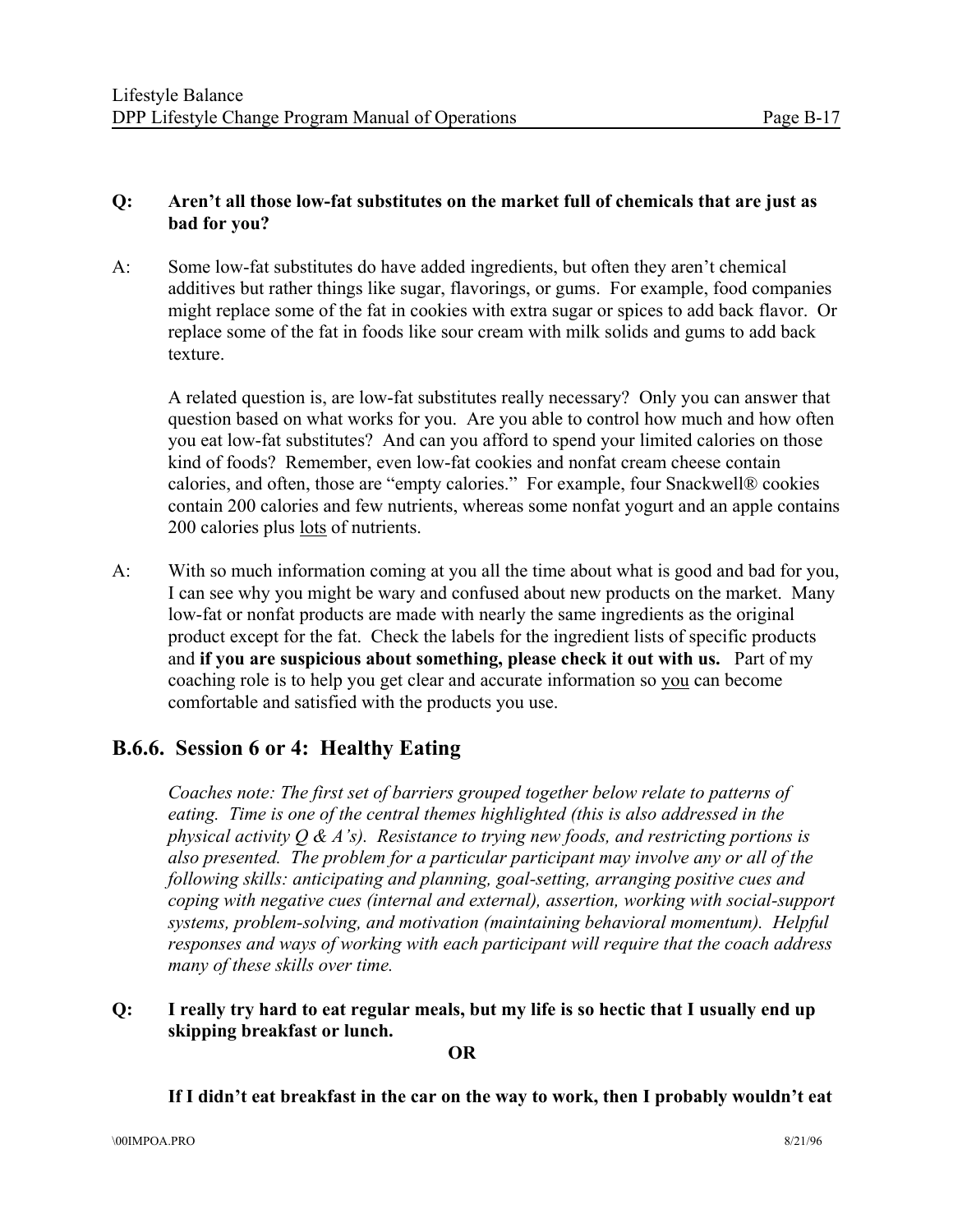**Q: Aren't all those low-fat substitutes on the market full of chemicals that are just as bad for you?**

A: Some low-fat substitutes do have added ingredients, but often they aren't chemical additives but rather things like sugar, flavorings, or gums. For example, food companies might replace some of the fat in cookies with extra sugar or spices to add back flavor. Or replace some of the fat in foods like sour cream with milk solids and gums to add back texture.

A related question is, are low-fat substitutes really necessary? Only you can answer that question based on what works for you. Are you able to control how much and how often you eat low-fat substitutes? And can you afford to spend your limited calories on those kind of foods? Remember, even low-fat cookies and nonfat cream cheese contain calories, and often, those are "empty calories." For example, four Snackwell® cookies contain 200 calories and few nutrients, whereas some nonfat yogurt and an apple contains 200 calories plus lots of nutrients.

A: With so much information coming at you all the time about what is good and bad for you, I can see why you might be wary and confused about new products on the market. Many low-fat or nonfat products are made with nearly the same ingredients as the original product except for the fat. Check the labels for the ingredient lists of specific products and **if you are suspicious about something, please check it out with us.** Part of my coaching role is to help you get clear and accurate information so you can become comfortable and satisfied with the products you use.

## B.6.6. Session 6 or 4: Healthy Eating

*Coaches note: The first set of barriers grouped together below relate to patterns of eating. Time is one of the central themes highlighted (this is also addressed in the physical activity Q & A's). Resistance to trying new foods, and restricting portions is also presented. The problem for a particular participant may involve any or all of the following skills: anticipating and planning, goal-setting, arranging positive cues and coping with negative cues (internal and external), assertion, working with social-support systems, problem-solving, and motivation (maintaining behavioral momentum). Helpful responses and ways of working with each participant will require that the coach address many of these skills over time.*

**Q: I really try hard to eat regular meals, but my life is so hectic that I usually end up skipping breakfast or lunch.**

**OR**

**If I didn't eat breakfast in the car on the way to work, then I probably wouldn't eat**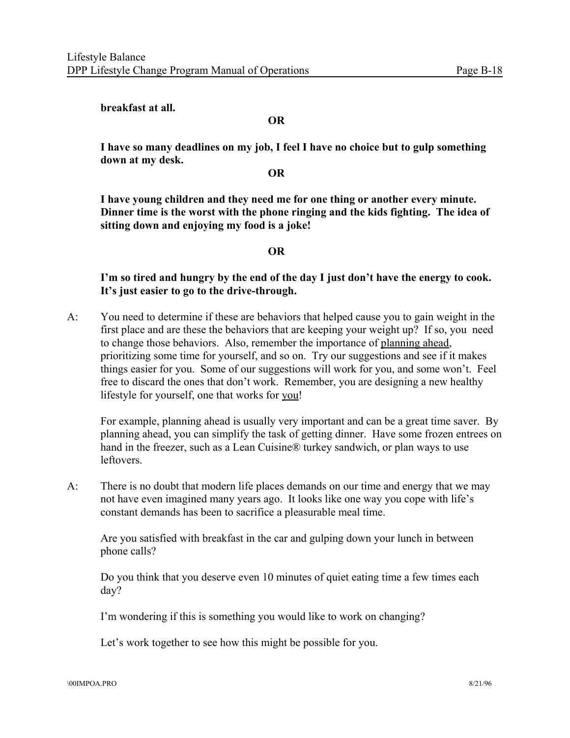**breakfast at all.**

**OR**

**I have so many deadlines on my job, I feel I have no choice but to gulp something down at my desk.**

**OR**

**I have young children and they need me for one thing or another every minute. Dinner time is the worst with the phone ringing and the kids fighting. The idea of sitting down and enjoying my food is a joke!**

**OR**

**I'm so tired and hungry by the end of the day I just don't have the energy to cook. It's just easier to go to the drive-through.**

A: You need to determine if these are behaviors that helped cause you to gain weight in the first place and are these the behaviors that are keeping your weight up? If so, you need to change those behaviors. Also, remember the importance of <u>planning ahead</u>, prioritizing some time for yourself, and so on. Try our suggestions and see if it makes things easier for you. Some of our suggestions will work for you, and some won't. Feel free to discard the ones that don't work. Remember, you are designing a new healthy lifestyle for yourself, one that works for <u>you</u>!

For example, planning ahead is usually very important and can be a great time saver. By planning ahead, you can simplify the task of getting dinner. Have some frozen entrees on hand in the freezer, such as a Lean Cuisine® turkey sandwich, or plan ways to use leftovers.

A: There is no doubt that modern life places demands on our time and energy that we may not have even imagined many years ago. It looks like one way you cope with life's constant demands has been to sacrifice a pleasurable meal time.

Are you satisfied with breakfast in the car and gulping down your lunch in between phone calls?

Do you think that you deserve even 10 minutes of quiet eating time a few times each day?

I'm wondering if this is something you would like to work on changing?

Let's work together to see how this might be possible for you.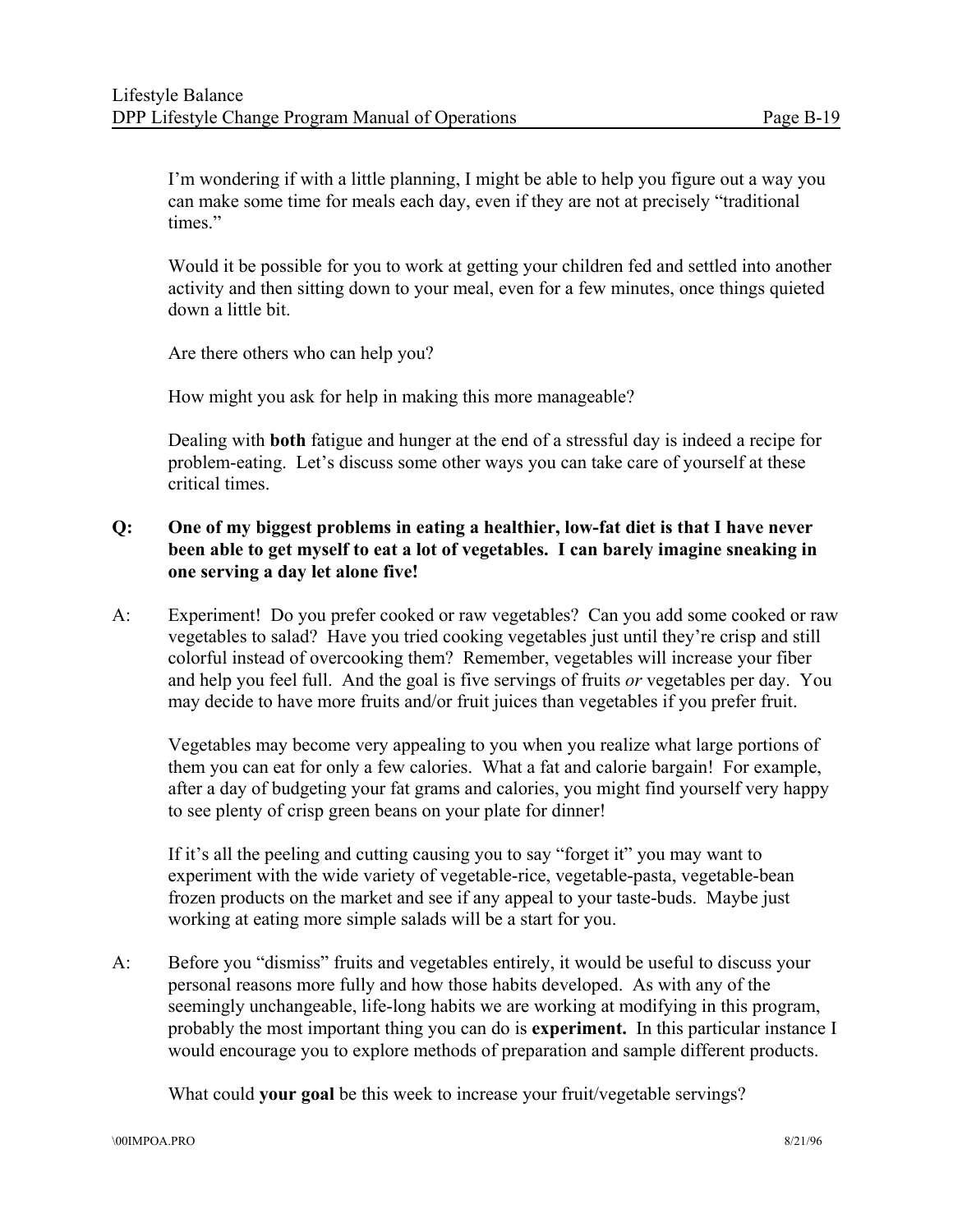I'm wondering if with a little planning, I might be able to help you figure out a way you can make some time for meals each day, even if they are not at precisely "traditional times."

Would it be possible for you to work at getting your children fed and settled into another activity and then sitting down to your meal, even for a few minutes, once things quieted down a little bit.

Are there others who can help you?

How might you ask for help in making this more manageable?

Dealing with **both** fatigue and hunger at the end of a stressful day is indeed a recipe for problem-eating. Let's discuss some other ways you can take care of yourself at these critical times.

**Q: One of my biggest problems in eating a healthier, low-fat diet is that I have never been able to get myself to eat a lot of vegetables. I can barely imagine sneaking in one serving a day let alone five!**

A: Experiment! Do you prefer cooked or raw vegetables? Can you add some cooked or raw vegetables to salad? Have you tried cooking vegetables just until they're crisp and still colorful instead of overcooking them? Remember, vegetables will increase your fiber and help you feel full. And the goal is five servings of fruits *or* vegetables per day. You may decide to have more fruits and/or fruit juices than vegetables if you prefer fruit.

Vegetables may become very appealing to you when you realize what large portions of them you can eat for only a few calories. What a fat and calorie bargain! For example, after a day of budgeting your fat grams and calories, you might find yourself very happy to see plenty of crisp green beans on your plate for dinner!

If it's all the peeling and cutting causing you to say "forget it" you may want to experiment with the wide variety of vegetable-rice, vegetable-pasta, vegetable-bean frozen products on the market and see if any appeal to your taste-buds. Maybe just working at eating more simple salads will be a start for you.

A: Before you "dismiss" fruits and vegetables entirely, it would be useful to discuss your personal reasons more fully and how those habits developed. As with any of the seemingly unchangeable, life-long habits we are working at modifying in this program, probably the most important thing you can do is **experiment.** In this particular instance I would encourage you to explore methods of preparation and sample different products.

What could **your goal** be this week to increase your fruit/vegetable servings?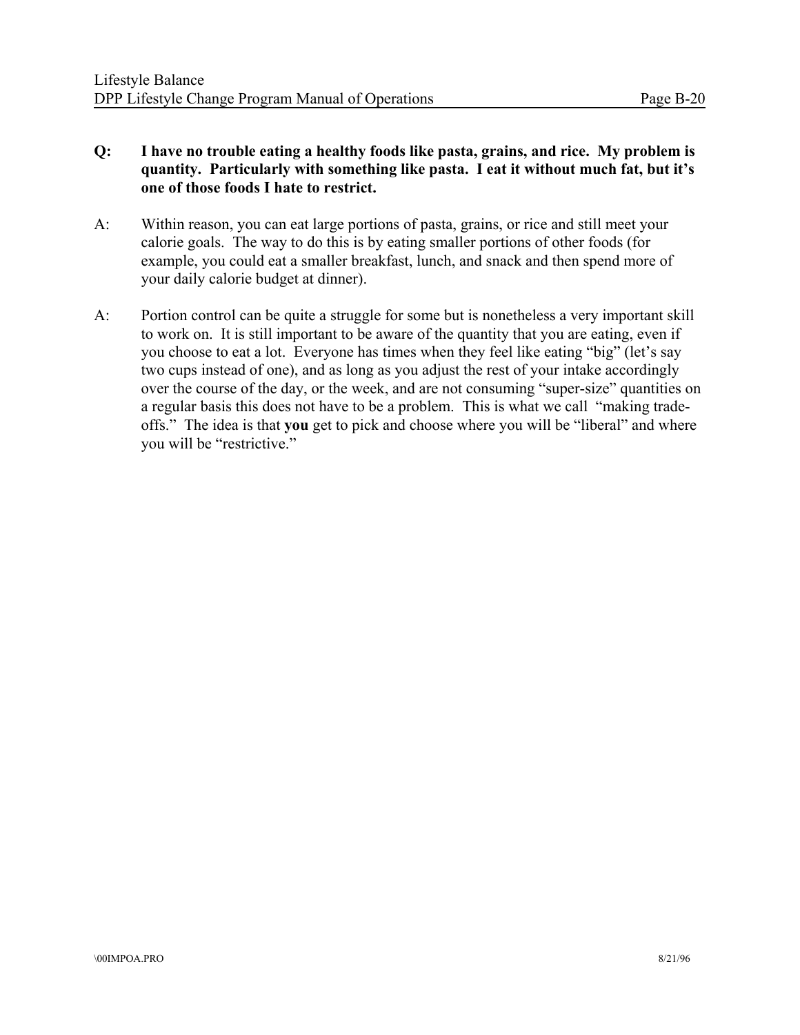**Q: I have no trouble eating a healthy foods like pasta, grains, and rice. My problem is quantity. Particularly with something like pasta. I eat it without much fat, but it's one of those foods I hate to restrict.**

A: Within reason, you can eat large portions of pasta, grains, or rice and still meet your calorie goals. The way to do this is by eating smaller portions of other foods (for example, you could eat a smaller breakfast, lunch, and snack and then spend more of your daily calorie budget at dinner).

A: Portion control can be quite a struggle for some but is nonetheless a very important skill to work on. It is still important to be aware of the quantity that you are eating, even if you choose to eat a lot. Everyone has times when they feel like eating "big" (let's say two cups instead of one), and as long as you adjust the rest of your intake accordingly over the course of the day, or the week, and are not consuming "super-size" quantities on a regular basis this does not have to be a problem. This is what we call "making trade-offs." The idea is that **you** get to pick and choose where you will be "liberal" and where you will be "restrictive."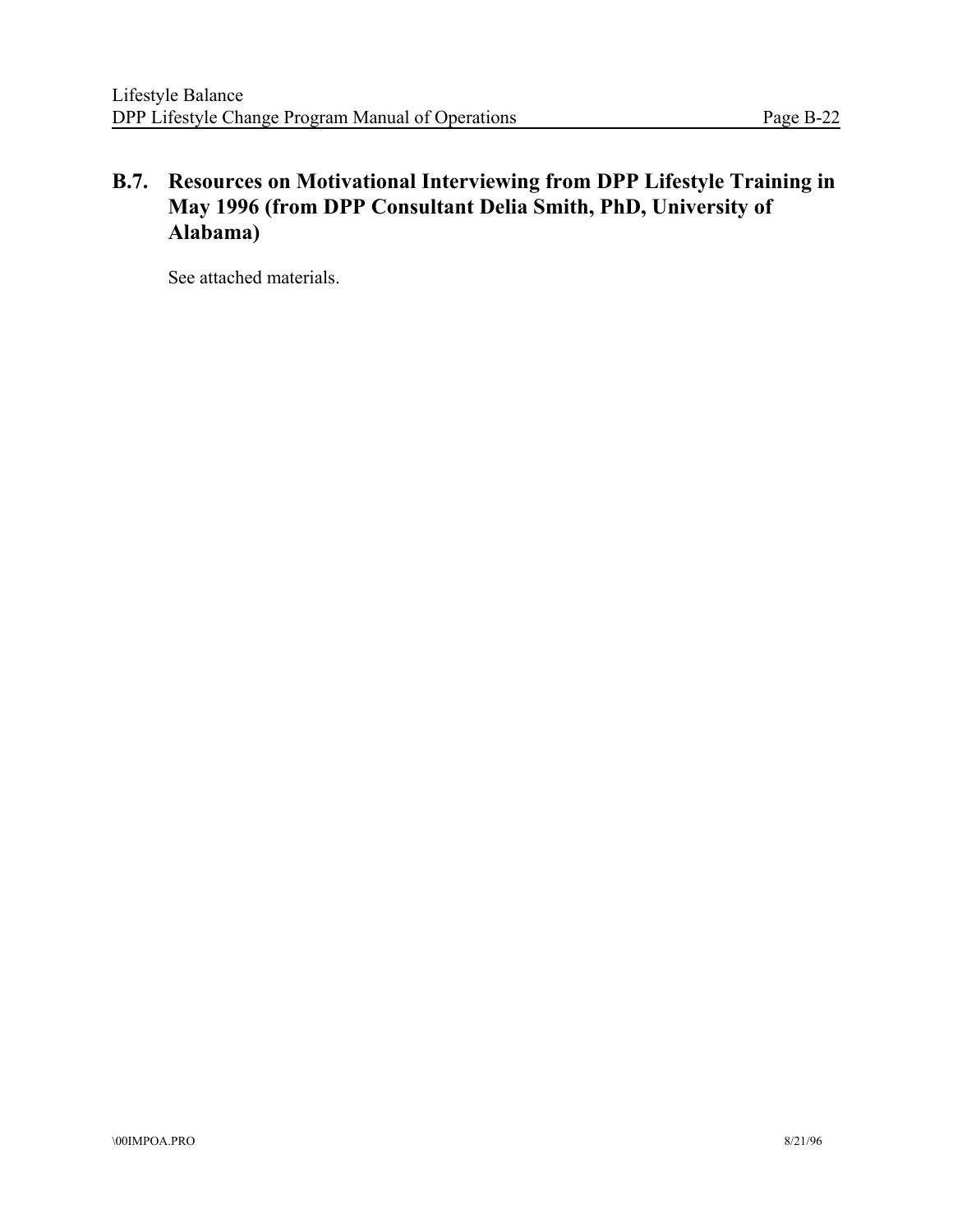## B.7. Resources on Motivational Interviewing from DPP Lifestyle Training in May 1996 (from DPP Consultant Delia Smith, PhD, University of Alabama)

See attached materials.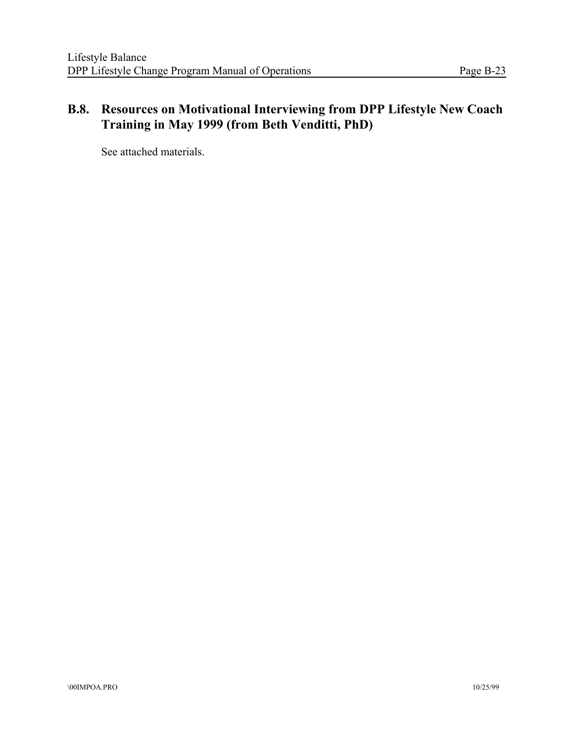## B.8. Resources on Motivational Interviewing from DPP Lifestyle New Coach Training in May 1999 (from Beth Venditti, PhD)

See attached materials.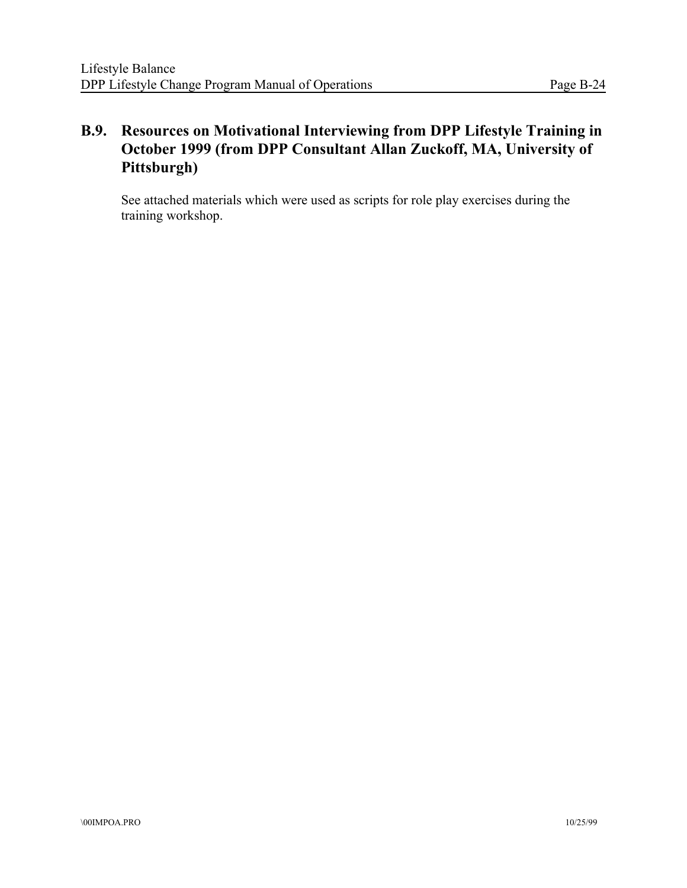## B.9. Resources on Motivational Interviewing from DPP Lifestyle Training in October 1999 (from DPP Consultant Allan Zuckoff, MA, University of Pittsburgh)

See attached materials which were used as scripts for role play exercises during the training workshop.